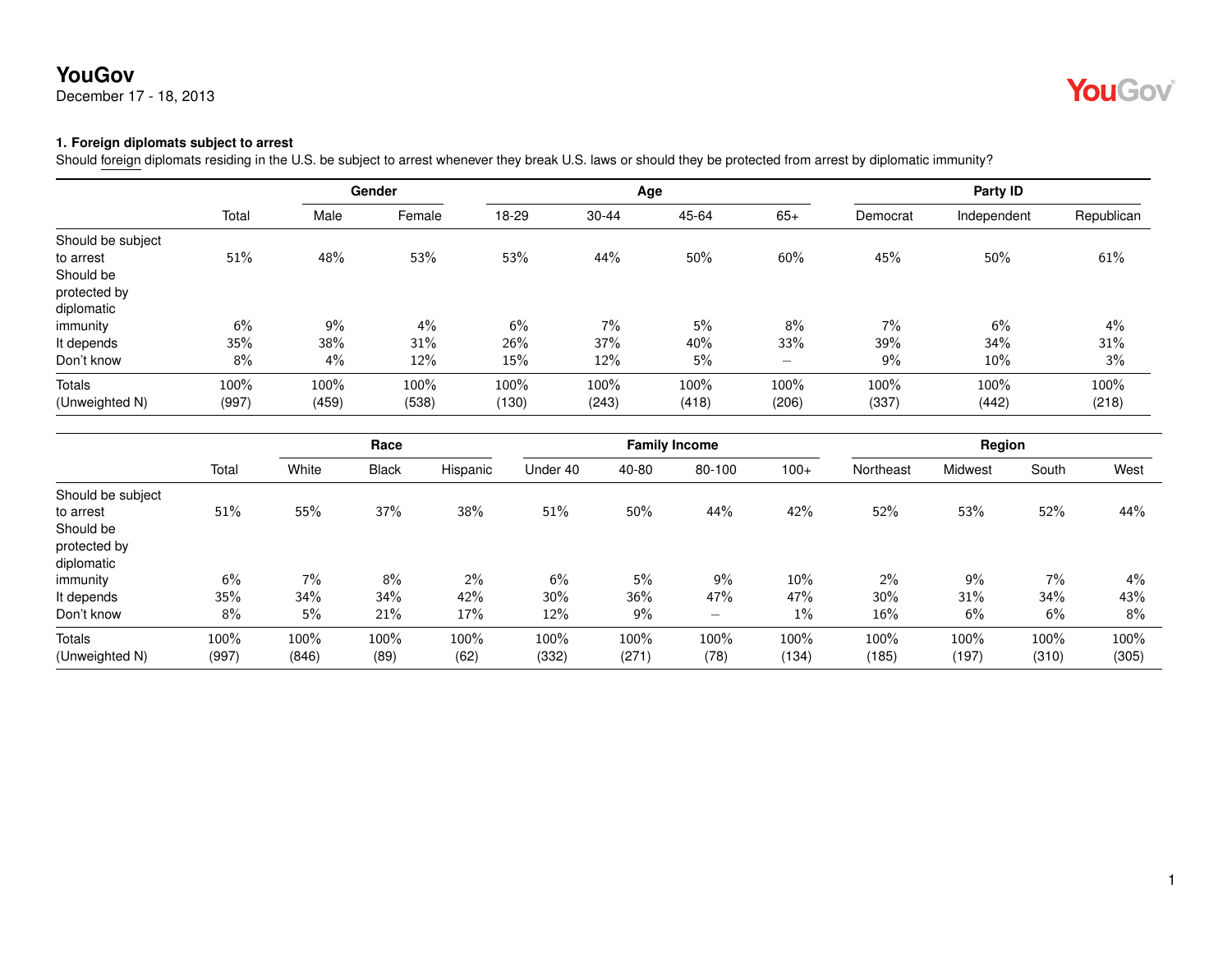# YouGov

December 17 - 18, 2013

### 1. Foreign diplomats subject to arrest

Should foreign diplomats residing in the U.S. be subject to arrest whenever they break U.S. laws or should they be protected from arrest by diplomatic immunity?

| | Total | Gender | | Age | | | | Party ID | | |
|---|---|---|---|---|---|---|---|---|---|---|
| | | Male | Female | 18-29 | 30-44 | 45-64 | 65+ | Democrat | Independent | Republican |
| Should be subject to arrest | 51% | 48% | 53% | 53% | 44% | 50% | 60% | 45% | 50% | 61% |
| Should be protected by diplomatic immunity | 6% | 9% | 4% | 6% | 7% | 5% | 8% | 7% | 6% | 4% |
| It depends | 35% | 38% | 31% | 26% | 37% | 40% | 33% | 39% | 34% | 31% |
| Don't know | 8% | 4% | 12% | 15% | 12% | 5% | – | 9% | 10% | 3% |
| Totals | 100% | 100% | 100% | 100% | 100% | 100% | 100% | 100% | 100% | 100% |
| (Unweighted N) | (997) | (459) | (538) | (130) | (243) | (418) | (206) | (337) | (442) | (218) |

| | Total | Race | | | Family Income | | | | Region | | | |
|---|---|---|---|---|---|---|---|---|---|---|---|---|
| | | White | Black | Hispanic | Under 40 | 40-80 | 80-100 | 100+ | Northeast | Midwest | South | West |
| Should be subject to arrest | 51% | 55% | 37% | 38% | 51% | 50% | 44% | 42% | 52% | 53% | 52% | 44% |
| Should be protected by diplomatic immunity | 6% | 7% | 8% | 2% | 6% | 5% | 9% | 10% | 2% | 9% | 7% | 4% |
| It depends | 35% | 34% | 34% | 42% | 30% | 36% | 47% | 47% | 30% | 31% | 34% | 43% |
| Don't know | 8% | 5% | 21% | 17% | 12% | 9% | – | 1% | 16% | 6% | 6% | 8% |
| Totals | 100% | 100% | 100% | 100% | 100% | 100% | 100% | 100% | 100% | 100% | 100% | 100% |
| (Unweighted N) | (997) | (846) | (89) | (62) | (332) | (271) | (78) | (134) | (185) | (197) | (310) | (305) |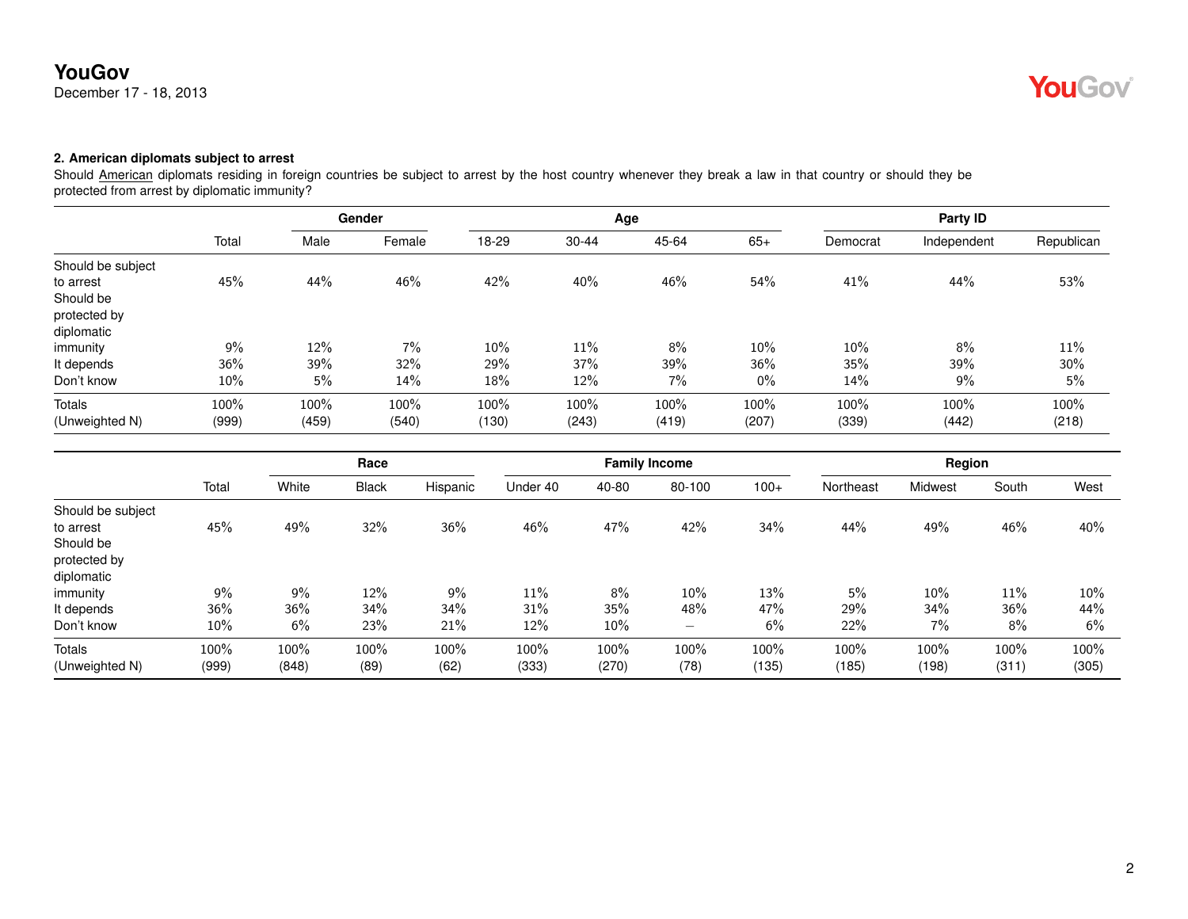## 2. American diplomats subject to arrest

Should American diplomats residing in foreign countries be subject to arrest by the host country whenever they break a law in that country or should they be protected from arrest by diplomatic immunity?

| | Total | Gender | | Age | | | | Party ID | | |
|---|---|---|---|---|---|---|---|---|---|---|
| | | Male | Female | 18-29 | 30-44 | 45-64 | 65+ | Democrat | Independent | Republican |
| Should be subject to arrest | 45% | 44% | 46% | 42% | 40% | 46% | 54% | 41% | 44% | 53% |
| Should be protected by diplomatic immunity | 9% | 12% | 7% | 10% | 11% | 8% | 10% | 10% | 8% | 11% |
| It depends | 36% | 39% | 32% | 29% | 37% | 39% | 36% | 35% | 39% | 30% |
| Don't know | 10% | 5% | 14% | 18% | 12% | 7% | 0% | 14% | 9% | 5% |
| Totals | 100% | 100% | 100% | 100% | 100% | 100% | 100% | 100% | 100% | 100% |
| (Unweighted N) | (999) | (459) | (540) | (130) | (243) | (419) | (207) | (339) | (442) | (218) |

| | Total | Race | | | Family Income | | | | Region | | | |
|---|---|---|---|---|---|---|---|---|---|---|---|---|
| | | White | Black | Hispanic | Under 40 | 40-80 | 80-100 | 100+ | Northeast | Midwest | South | West |
| Should be subject to arrest | 45% | 49% | 32% | 36% | 46% | 47% | 42% | 34% | 44% | 49% | 46% | 40% |
| Should be protected by diplomatic immunity | 9% | 9% | 12% | 9% | 11% | 8% | 10% | 13% | 5% | 10% | 11% | 10% |
| It depends | 36% | 36% | 34% | 34% | 31% | 35% | 48% | 47% | 29% | 34% | 36% | 44% |
| Don't know | 10% | 6% | 23% | 21% | 12% | 10% | – | 6% | 22% | 7% | 8% | 6% |
| Totals | 100% | 100% | 100% | 100% | 100% | 100% | 100% | 100% | 100% | 100% | 100% | 100% |
| (Unweighted N) | (999) | (848) | (89) | (62) | (333) | (270) | (78) | (135) | (185) | (198) | (311) | (305) |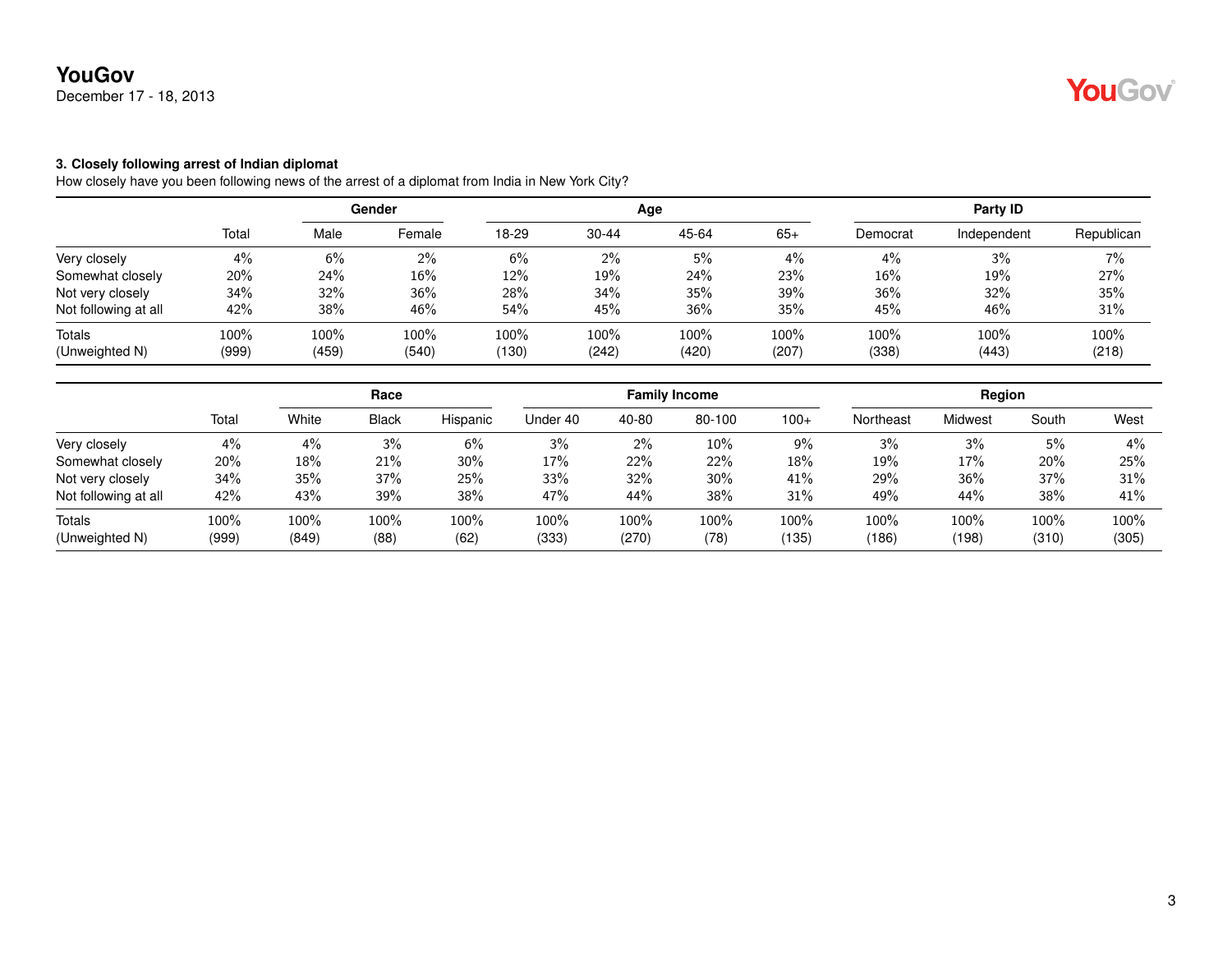**YouGov**
December 17 - 18, 2013

### 3. Closely following arrest of Indian diplomat

How closely have you been following news of the arrest of a diplomat from India in New York City?

| | | Gender | | Age | | | | Party ID | | |
|---|---|---|---|---|---|---|---|---|---|---|
| | Total | Male | Female | 18-29 | 30-44 | 45-64 | 65+ | Democrat | Independent | Republican |
| Very closely | 4% | 6% | 2% | 6% | 2% | 5% | 4% | 4% | 3% | 7% |
| Somewhat closely | 20% | 24% | 16% | 12% | 19% | 24% | 23% | 16% | 19% | 27% |
| Not very closely | 34% | 32% | 36% | 28% | 34% | 35% | 39% | 36% | 32% | 35% |
| Not following at all | 42% | 38% | 46% | 54% | 45% | 36% | 35% | 45% | 46% | 31% |
| Totals | 100% | 100% | 100% | 100% | 100% | 100% | 100% | 100% | 100% | 100% |
| (Unweighted N) | (999) | (459) | (540) | (130) | (242) | (420) | (207) | (338) | (443) | (218) |

| | | Race | | | Family Income | | | | Region | | | |
|---|---|---|---|---|---|---|---|---|---|---|---|---|
| | Total | White | Black | Hispanic | Under 40 | 40-80 | 80-100 | 100+ | Northeast | Midwest | South | West |
| Very closely | 4% | 4% | 3% | 6% | 3% | 2% | 10% | 9% | 3% | 3% | 5% | 4% |
| Somewhat closely | 20% | 18% | 21% | 30% | 17% | 22% | 22% | 18% | 19% | 17% | 20% | 25% |
| Not very closely | 34% | 35% | 37% | 25% | 33% | 32% | 30% | 41% | 29% | 36% | 37% | 31% |
| Not following at all | 42% | 43% | 39% | 38% | 47% | 44% | 38% | 31% | 49% | 44% | 38% | 41% |
| Totals | 100% | 100% | 100% | 100% | 100% | 100% | 100% | 100% | 100% | 100% | 100% | 100% |
| (Unweighted N) | (999) | (849) | (88) | (62) | (333) | (270) | (78) | (135) | (186) | (198) | (310) | (305) |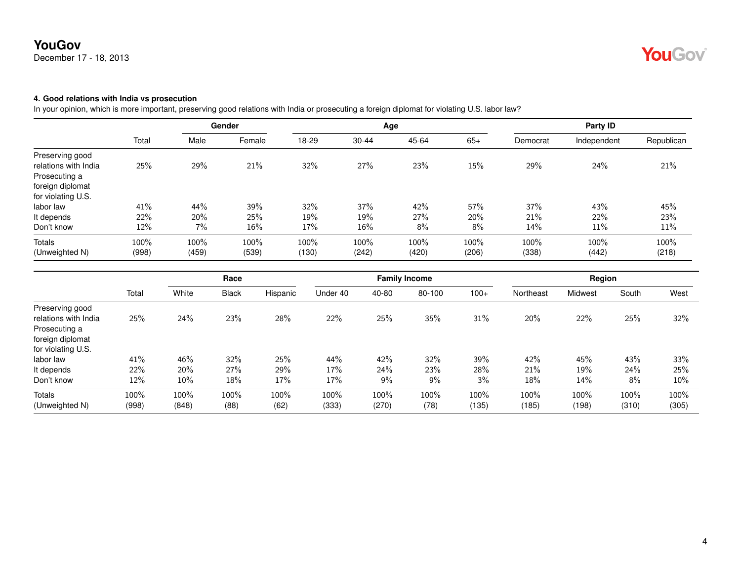**YouGov**
December 17 - 18, 2013

### 4. Good relations with India vs prosecution

In your opinion, which is more important, preserving good relations with India or prosecuting a foreign diplomat for violating U.S. labor law?

| | | Gender | | Age | | | | Party ID | | |
|---|---|---|---|---|---|---|---|---|---|---|
| | Total | Male | Female | 18-29 | 30-44 | 45-64 | 65+ | Democrat | Independent | Republican |
| Preserving good relations with India | 25% | 29% | 21% | 32% | 27% | 23% | 15% | 29% | 24% | 21% |
| Prosecuting a foreign diplomat for violating U.S. labor law | 41% | 44% | 39% | 32% | 37% | 42% | 57% | 37% | 43% | 45% |
| It depends | 22% | 20% | 25% | 19% | 19% | 27% | 20% | 21% | 22% | 23% |
| Don't know | 12% | 7% | 16% | 17% | 16% | 8% | 8% | 14% | 11% | 11% |
| Totals | 100% | 100% | 100% | 100% | 100% | 100% | 100% | 100% | 100% | 100% |
| (Unweighted N) | (998) | (459) | (539) | (130) | (242) | (420) | (206) | (338) | (442) | (218) |

| | | Race | | | Family Income | | | | Region | | | |
|---|---|---|---|---|---|---|---|---|---|---|---|---|
| | Total | White | Black | Hispanic | Under 40 | 40-80 | 80-100 | 100+ | Northeast | Midwest | South | West |
| Preserving good relations with India | 25% | 24% | 23% | 28% | 22% | 25% | 35% | 31% | 20% | 22% | 25% | 32% |
| Prosecuting a foreign diplomat for violating U.S. labor law | 41% | 46% | 32% | 25% | 44% | 42% | 32% | 39% | 42% | 45% | 43% | 33% |
| It depends | 22% | 20% | 27% | 29% | 17% | 24% | 23% | 28% | 21% | 19% | 24% | 25% |
| Don't know | 12% | 10% | 18% | 17% | 17% | 9% | 9% | 3% | 18% | 14% | 8% | 10% |
| Totals | 100% | 100% | 100% | 100% | 100% | 100% | 100% | 100% | 100% | 100% | 100% | 100% |
| (Unweighted N) | (998) | (848) | (88) | (62) | (333) | (270) | (78) | (135) | (185) | (198) | (310) | (305) |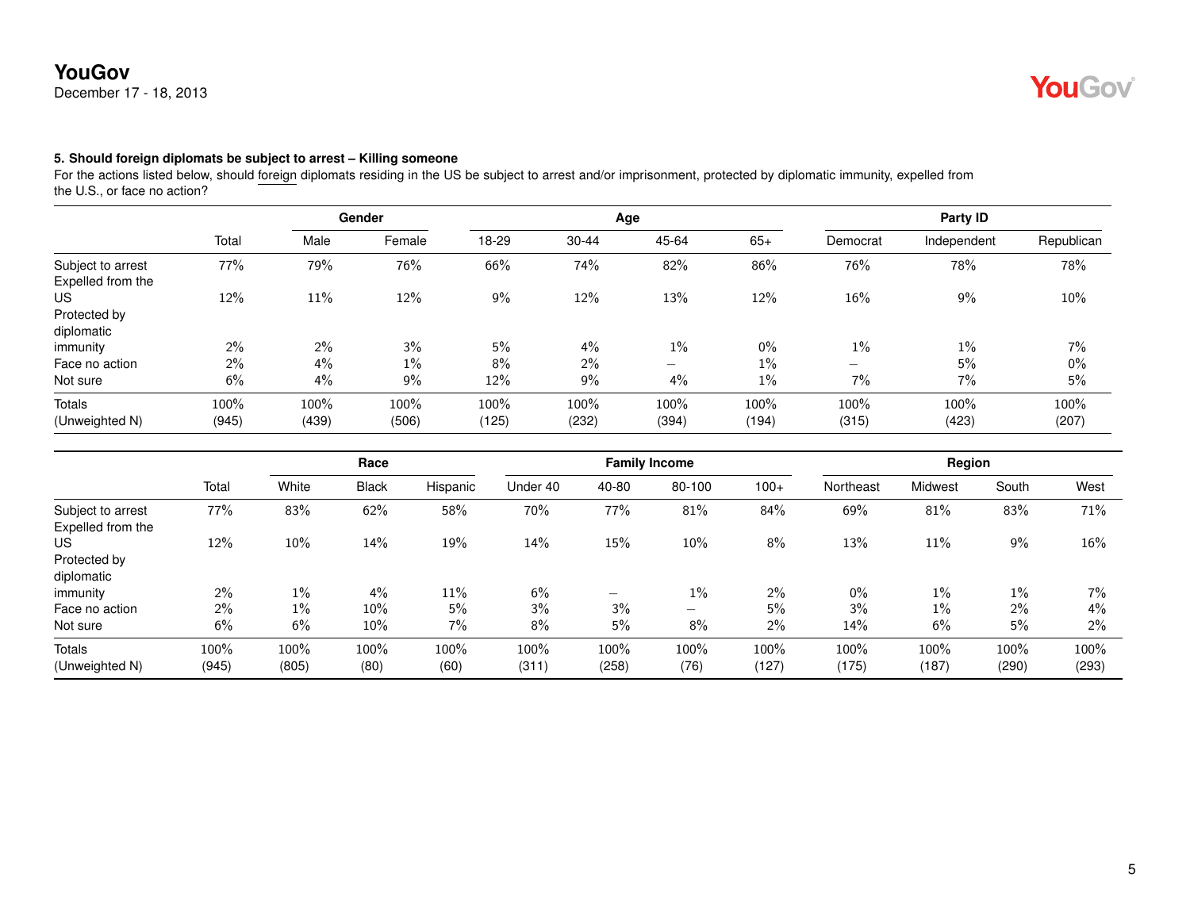### 5. Should foreign diplomats be subject to arrest – Killing someone

For the actions listed below, should foreign diplomats residing in the US be subject to arrest and/or imprisonment, protected by diplomatic immunity, expelled from the U.S., or face no action?

| | | Gender | | Age | | | | Party ID | | |
|---|---|---|---|---|---|---|---|---|---|---|
| | Total | Male | Female | 18-29 | 30-44 | 45-64 | 65+ | Democrat | Independent | Republican |
| Subject to arrest | 77% | 79% | 76% | 66% | 74% | 82% | 86% | 76% | 78% | 78% |
| Expelled from the US | 12% | 11% | 12% | 9% | 12% | 13% | 12% | 16% | 9% | 10% |
| Protected by diplomatic immunity | 2% | 2% | 3% | 5% | 4% | 1% | 0% | 1% | 1% | 7% |
| Face no action | 2% | 4% | 1% | 8% | 2% | – | 1% | – | 5% | 0% |
| Not sure | 6% | 4% | 9% | 12% | 9% | 4% | 1% | 7% | 7% | 5% |
| Totals | 100% | 100% | 100% | 100% | 100% | 100% | 100% | 100% | 100% | 100% |
| (Unweighted N) | (945) | (439) | (506) | (125) | (232) | (394) | (194) | (315) | (423) | (207) |

| | | Race | | | Family Income | | | | Region | | | |
|---|---|---|---|---|---|---|---|---|---|---|---|---|
| | Total | White | Black | Hispanic | Under 40 | 40-80 | 80-100 | 100+ | Northeast | Midwest | South | West |
| Subject to arrest | 77% | 83% | 62% | 58% | 70% | 77% | 81% | 84% | 69% | 81% | 83% | 71% |
| Expelled from the US | 12% | 10% | 14% | 19% | 14% | 15% | 10% | 8% | 13% | 11% | 9% | 16% |
| Protected by diplomatic immunity | 2% | 1% | 4% | 11% | 6% | – | 1% | 2% | 0% | 1% | 1% | 7% |
| Face no action | 2% | 1% | 10% | 5% | 3% | 3% | – | 5% | 3% | 1% | 2% | 4% |
| Not sure | 6% | 6% | 10% | 7% | 8% | 5% | 8% | 2% | 14% | 6% | 5% | 2% |
| Totals | 100% | 100% | 100% | 100% | 100% | 100% | 100% | 100% | 100% | 100% | 100% | 100% |
| (Unweighted N) | (945) | (805) | (80) | (60) | (311) | (258) | (76) | (127) | (175) | (187) | (290) | (293) |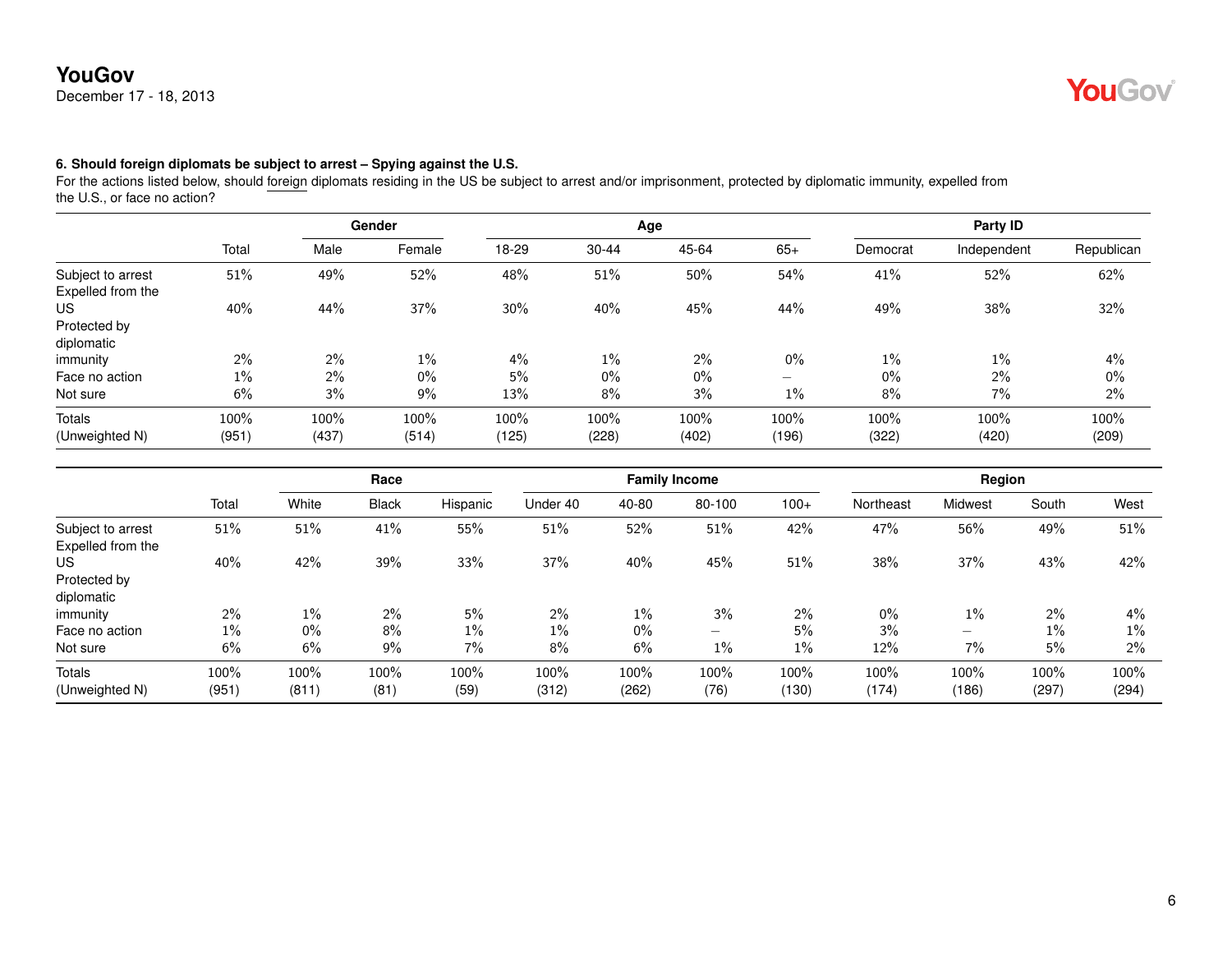## 6. Should foreign diplomats be subject to arrest – Spying against the U.S.

For the actions listed below, should foreign diplomats residing in the US be subject to arrest and/or imprisonment, protected by diplomatic immunity, expelled from the U.S., or face no action?

| | | Gender | | Age | | | | Party ID | | |
|---|---|---|---|---|---|---|---|---|---|---|
| | Total | Male | Female | 18-29 | 30-44 | 45-64 | 65+ | Democrat | Independent | Republican |
| Subject to arrest | 51% | 49% | 52% | 48% | 51% | 50% | 54% | 41% | 52% | 62% |
| Expelled from the US | 40% | 44% | 37% | 30% | 40% | 45% | 44% | 49% | 38% | 32% |
| Protected by diplomatic immunity | 2% | 2% | 1% | 4% | 1% | 2% | 0% | 1% | 1% | 4% |
| Face no action | 1% | 2% | 0% | 5% | 0% | 0% | – | 0% | 2% | 0% |
| Not sure | 6% | 3% | 9% | 13% | 8% | 3% | 1% | 8% | 7% | 2% |
| Totals | 100% | 100% | 100% | 100% | 100% | 100% | 100% | 100% | 100% | 100% |
| (Unweighted N) | (951) | (437) | (514) | (125) | (228) | (402) | (196) | (322) | (420) | (209) |

| | | Race | | | Family Income | | | | Region | | | |
|---|---|---|---|---|---|---|---|---|---|---|---|---|
| | Total | White | Black | Hispanic | Under 40 | 40-80 | 80-100 | 100+ | Northeast | Midwest | South | West |
| Subject to arrest | 51% | 51% | 41% | 55% | 51% | 52% | 51% | 42% | 47% | 56% | 49% | 51% |
| Expelled from the US | 40% | 42% | 39% | 33% | 37% | 40% | 45% | 51% | 38% | 37% | 43% | 42% |
| Protected by diplomatic immunity | 2% | 1% | 2% | 5% | 2% | 1% | 3% | 2% | 0% | 1% | 2% | 4% |
| Face no action | 1% | 0% | 8% | 1% | 1% | 0% | – | 5% | 3% | – | 1% | 1% |
| Not sure | 6% | 6% | 9% | 7% | 8% | 6% | 1% | 1% | 12% | 7% | 5% | 2% |
| Totals | 100% | 100% | 100% | 100% | 100% | 100% | 100% | 100% | 100% | 100% | 100% | 100% |
| (Unweighted N) | (951) | (811) | (81) | (59) | (312) | (262) | (76) | (130) | (174) | (186) | (297) | (294) |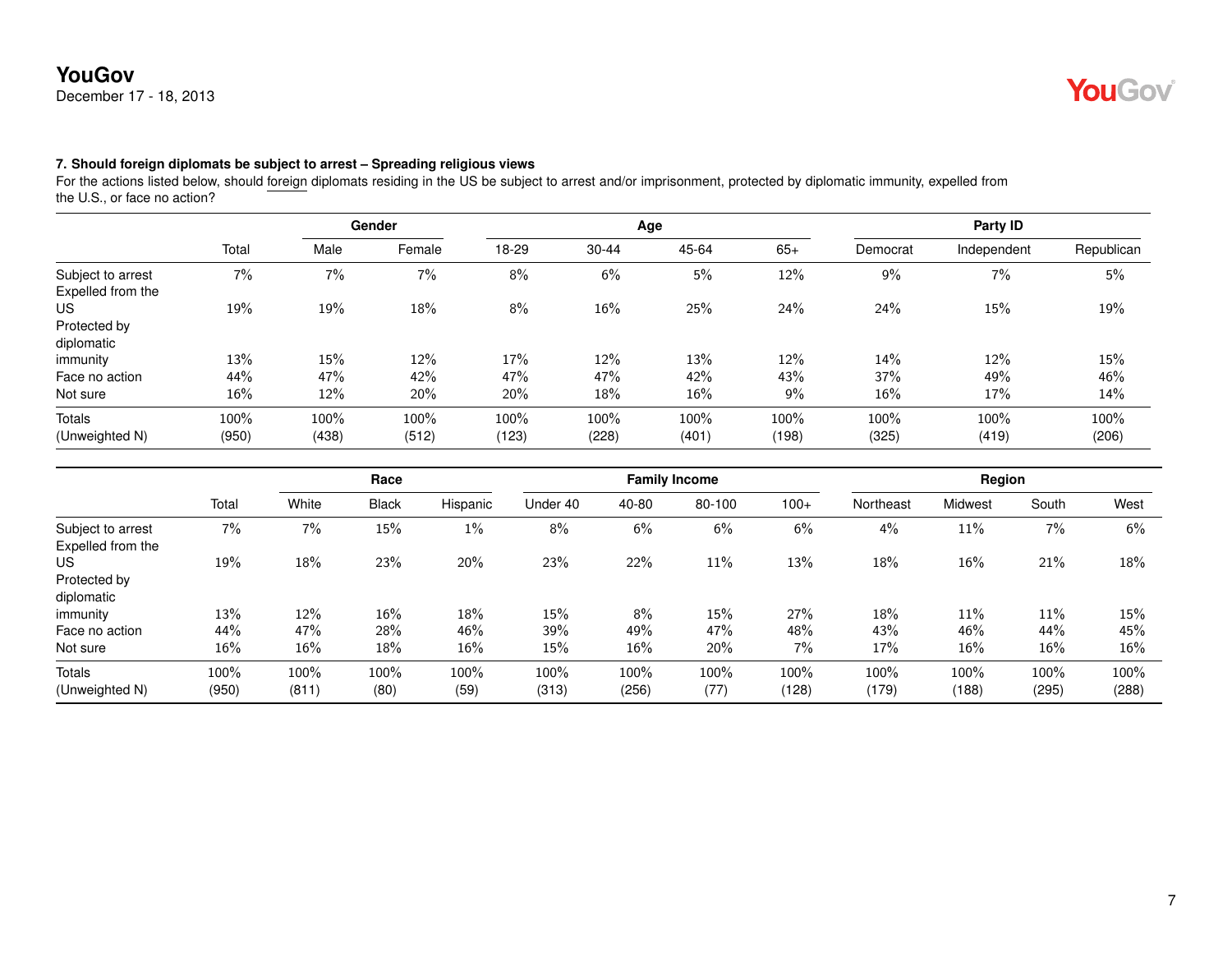**7. Should foreign diplomats be subject to arrest – Spreading religious views**

For the actions listed below, should foreign diplomats residing in the US be subject to arrest and/or imprisonment, protected by diplomatic immunity, expelled from the U.S., or face no action?

| | Total | Gender | | Age | | | | Party ID | | |
|---|---|---|---|---|---|---|---|---|---|---|
| | | Male | Female | 18-29 | 30-44 | 45-64 | 65+ | Democrat | Independent | Republican |
| Subject to arrest | 7% | 7% | 7% | 8% | 6% | 5% | 12% | 9% | 7% | 5% |
| Expelled from the US | 19% | 19% | 18% | 8% | 16% | 25% | 24% | 24% | 15% | 19% |
| Protected by diplomatic immunity | 13% | 15% | 12% | 17% | 12% | 13% | 12% | 14% | 12% | 15% |
| Face no action | 44% | 47% | 42% | 47% | 47% | 42% | 43% | 37% | 49% | 46% |
| Not sure | 16% | 12% | 20% | 20% | 18% | 16% | 9% | 16% | 17% | 14% |
| Totals | 100% | 100% | 100% | 100% | 100% | 100% | 100% | 100% | 100% | 100% |
| (Unweighted N) | (950) | (438) | (512) | (123) | (228) | (401) | (198) | (325) | (419) | (206) |

| | Total | Race | | | Family Income | | | | Region | | | |
|---|---|---|---|---|---|---|---|---|---|---|---|---|
| | | White | Black | Hispanic | Under 40 | 40-80 | 80-100 | 100+ | Northeast | Midwest | South | West |
| Subject to arrest | 7% | 7% | 15% | 1% | 8% | 6% | 6% | 6% | 4% | 11% | 7% | 6% |
| Expelled from the US | 19% | 18% | 23% | 20% | 23% | 22% | 11% | 13% | 18% | 16% | 21% | 18% |
| Protected by diplomatic immunity | 13% | 12% | 16% | 18% | 15% | 8% | 15% | 27% | 18% | 11% | 11% | 15% |
| Face no action | 44% | 47% | 28% | 46% | 39% | 49% | 47% | 48% | 43% | 46% | 44% | 45% |
| Not sure | 16% | 16% | 18% | 16% | 15% | 16% | 20% | 7% | 17% | 16% | 16% | 16% |
| Totals | 100% | 100% | 100% | 100% | 100% | 100% | 100% | 100% | 100% | 100% | 100% | 100% |
| (Unweighted N) | (950) | (811) | (80) | (59) | (313) | (256) | (77) | (128) | (179) | (188) | (295) | (288) |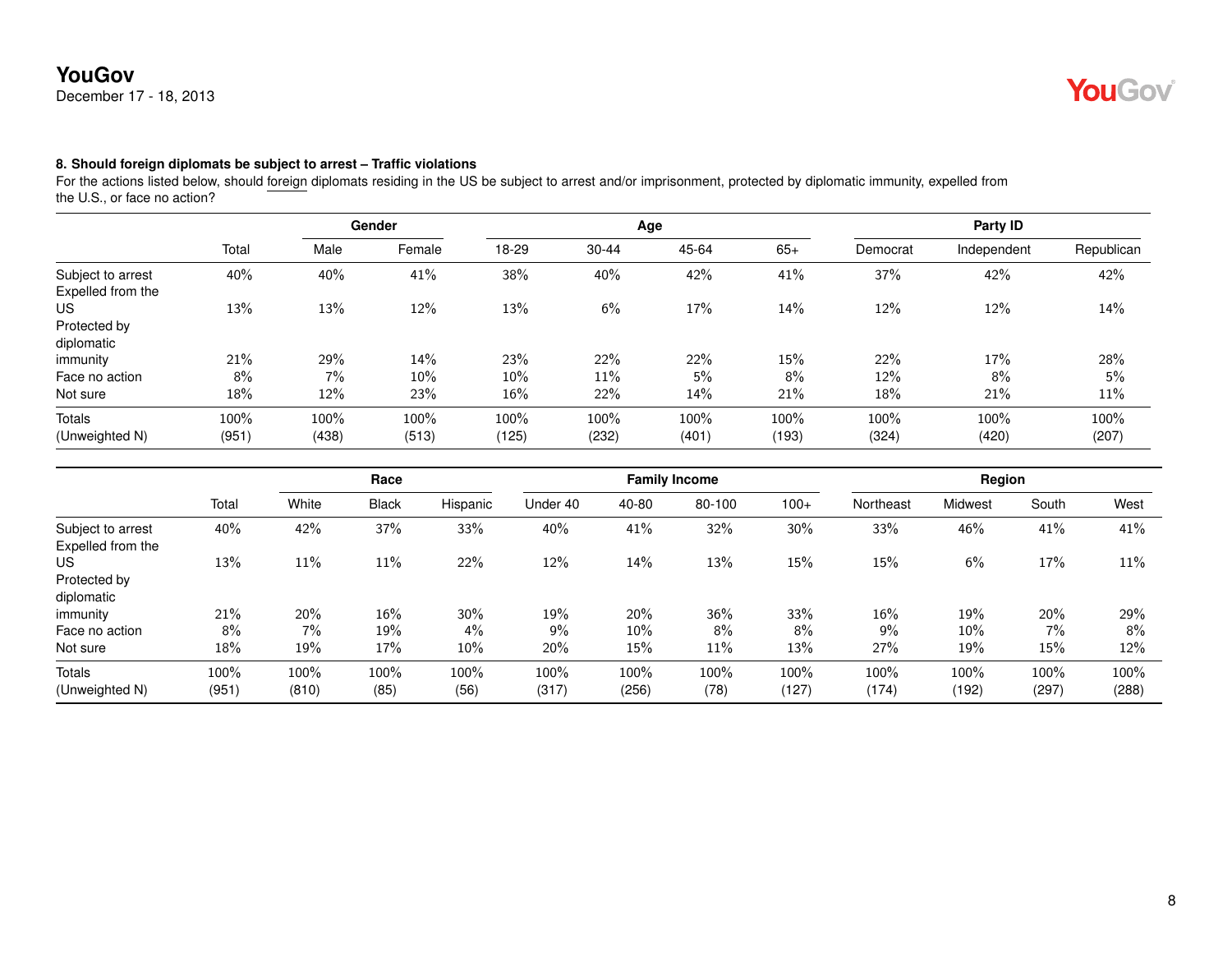### 8. Should foreign diplomats be subject to arrest – Traffic violations

For the actions listed below, should foreign diplomats residing in the US be subject to arrest and/or imprisonment, protected by diplomatic immunity, expelled from the U.S., or face no action?

| | Total | Gender | | Age | | | | Party ID | | |
|---|---|---|---|---|---|---|---|---|---|---|
| | | Male | Female | 18-29 | 30-44 | 45-64 | 65+ | Democrat | Independent | Republican |
| Subject to arrest | 40% | 40% | 41% | 38% | 40% | 42% | 41% | 37% | 42% | 42% |
| Expelled from the US | 13% | 13% | 12% | 13% | 6% | 17% | 14% | 12% | 12% | 14% |
| Protected by diplomatic immunity | 21% | 29% | 14% | 23% | 22% | 22% | 15% | 22% | 17% | 28% |
| Face no action | 8% | 7% | 10% | 10% | 11% | 5% | 8% | 12% | 8% | 5% |
| Not sure | 18% | 12% | 23% | 16% | 22% | 14% | 21% | 18% | 21% | 11% |
| Totals | 100% | 100% | 100% | 100% | 100% | 100% | 100% | 100% | 100% | 100% |
| (Unweighted N) | (951) | (438) | (513) | (125) | (232) | (401) | (193) | (324) | (420) | (207) |

| | Total | Race | | | Family Income | | | | Region | | | |
|---|---|---|---|---|---|---|---|---|---|---|---|---|
| | | White | Black | Hispanic | Under 40 | 40-80 | 80-100 | 100+ | Northeast | Midwest | South | West |
| Subject to arrest | 40% | 42% | 37% | 33% | 40% | 41% | 32% | 30% | 33% | 46% | 41% | 41% |
| Expelled from the US | 13% | 11% | 11% | 22% | 12% | 14% | 13% | 15% | 15% | 6% | 17% | 11% |
| Protected by diplomatic immunity | 21% | 20% | 16% | 30% | 19% | 20% | 36% | 33% | 16% | 19% | 20% | 29% |
| Face no action | 8% | 7% | 19% | 4% | 9% | 10% | 8% | 8% | 9% | 10% | 7% | 8% |
| Not sure | 18% | 19% | 17% | 10% | 20% | 15% | 11% | 13% | 27% | 19% | 15% | 12% |
| Totals | 100% | 100% | 100% | 100% | 100% | 100% | 100% | 100% | 100% | 100% | 100% | 100% |
| (Unweighted N) | (951) | (810) | (85) | (56) | (317) | (256) | (78) | (127) | (174) | (192) | (297) | (288) |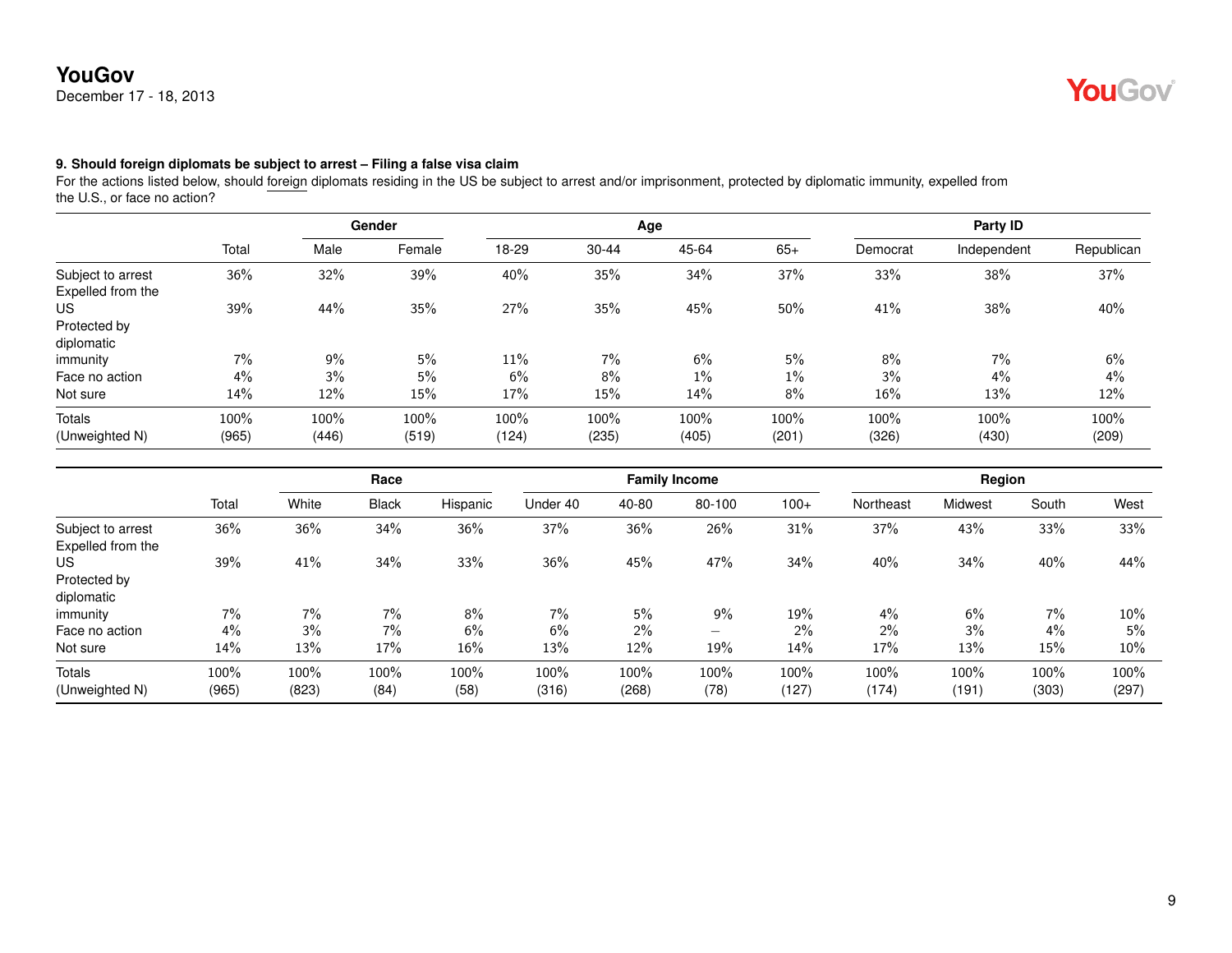### 9. Should foreign diplomats be subject to arrest – Filing a false visa claim

For the actions listed below, should foreign diplomats residing in the US be subject to arrest and/or imprisonment, protected by diplomatic immunity, expelled from the U.S., or face no action?

| | | Gender | | Age | | | | Party ID | | |
|---|---|---|---|---|---|---|---|---|---|---|
| | Total | Male | Female | 18-29 | 30-44 | 45-64 | 65+ | Democrat | Independent | Republican |
| Subject to arrest | 36% | 32% | 39% | 40% | 35% | 34% | 37% | 33% | 38% | 37% |
| Expelled from the US | 39% | 44% | 35% | 27% | 35% | 45% | 50% | 41% | 38% | 40% |
| Protected by diplomatic immunity | 7% | 9% | 5% | 11% | 7% | 6% | 5% | 8% | 7% | 6% |
| Face no action | 4% | 3% | 5% | 6% | 8% | 1% | 1% | 3% | 4% | 4% |
| Not sure | 14% | 12% | 15% | 17% | 15% | 14% | 8% | 16% | 13% | 12% |
| Totals | 100% | 100% | 100% | 100% | 100% | 100% | 100% | 100% | 100% | 100% |
| (Unweighted N) | (965) | (446) | (519) | (124) | (235) | (405) | (201) | (326) | (430) | (209) |

| | | Race | | | Family Income | | | | Region | | | |
|---|---|---|---|---|---|---|---|---|---|---|---|---|
| | Total | White | Black | Hispanic | Under 40 | 40-80 | 80-100 | 100+ | Northeast | Midwest | South | West |
| Subject to arrest | 36% | 36% | 34% | 36% | 37% | 36% | 26% | 31% | 37% | 43% | 33% | 33% |
| Expelled from the US | 39% | 41% | 34% | 33% | 36% | 45% | 47% | 34% | 40% | 34% | 40% | 44% |
| Protected by diplomatic immunity | 7% | 7% | 7% | 8% | 7% | 5% | 9% | 19% | 4% | 6% | 7% | 10% |
| Face no action | 4% | 3% | 7% | 6% | 6% | 2% | – | 2% | 2% | 3% | 4% | 5% |
| Not sure | 14% | 13% | 17% | 16% | 13% | 12% | 19% | 14% | 17% | 13% | 15% | 10% |
| Totals | 100% | 100% | 100% | 100% | 100% | 100% | 100% | 100% | 100% | 100% | 100% | 100% |
| (Unweighted N) | (965) | (823) | (84) | (58) | (316) | (268) | (78) | (127) | (174) | (191) | (303) | (297) |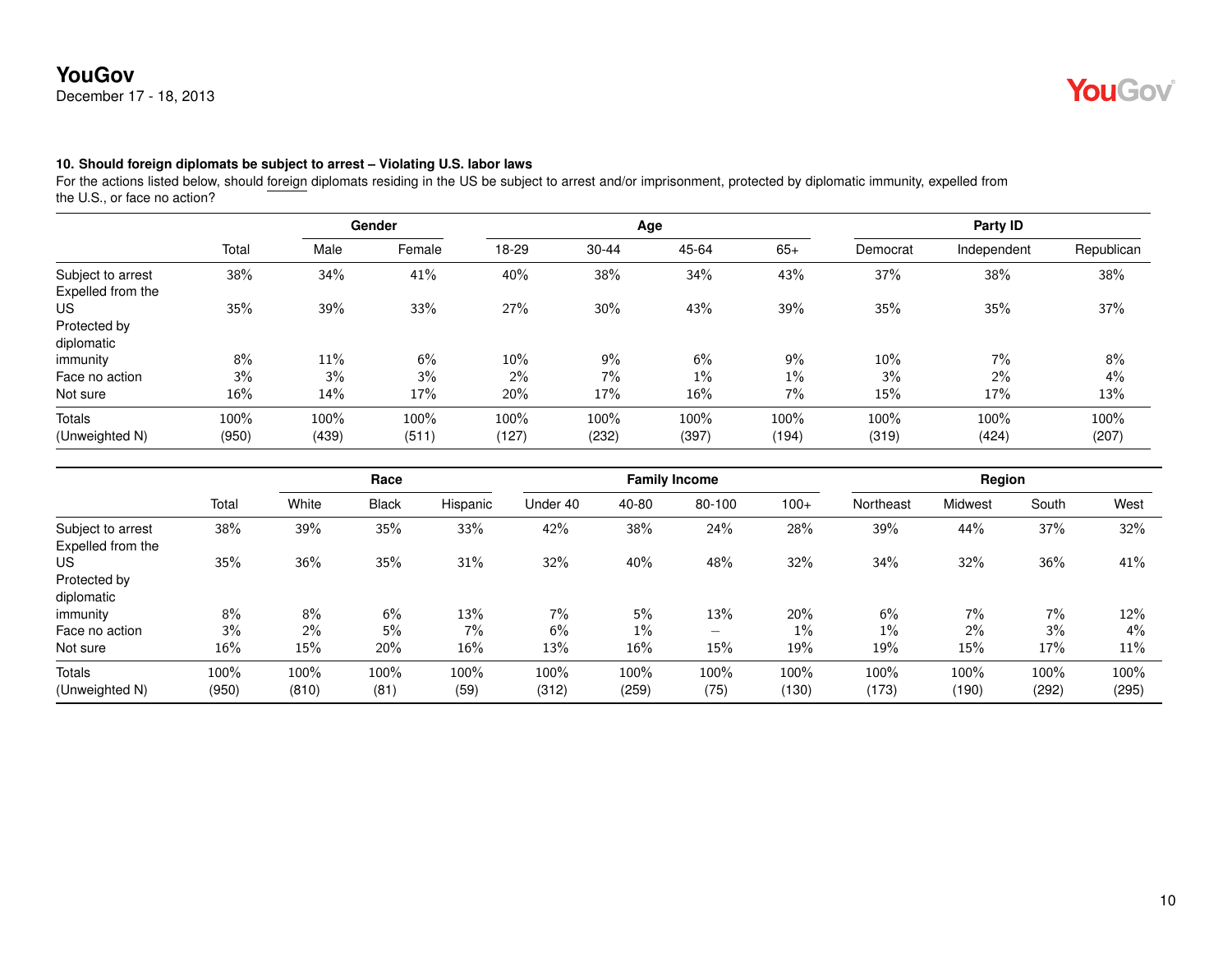**10. Should foreign diplomats be subject to arrest – Violating U.S. labor laws**

For the actions listed below, should foreign diplomats residing in the US be subject to arrest and/or imprisonment, protected by diplomatic immunity, expelled from the U.S., or face no action?

| | | Gender | | Age | | | | Party ID | | |
|---|---|---|---|---|---|---|---|---|---|---|
| | Total | Male | Female | 18-29 | 30-44 | 45-64 | 65+ | Democrat | Independent | Republican |
| Subject to arrest | 38% | 34% | 41% | 40% | 38% | 34% | 43% | 37% | 38% | 38% |
| Expelled from the US | 35% | 39% | 33% | 27% | 30% | 43% | 39% | 35% | 35% | 37% |
| Protected by diplomatic immunity | 8% | 11% | 6% | 10% | 9% | 6% | 9% | 10% | 7% | 8% |
| Face no action | 3% | 3% | 3% | 2% | 7% | 1% | 1% | 3% | 2% | 4% |
| Not sure | 16% | 14% | 17% | 20% | 17% | 16% | 7% | 15% | 17% | 13% |
| Totals | 100% | 100% | 100% | 100% | 100% | 100% | 100% | 100% | 100% | 100% |
| (Unweighted N) | (950) | (439) | (511) | (127) | (232) | (397) | (194) | (319) | (424) | (207) |

| | | Race | | | Family Income | | | | Region | | | |
|---|---|---|---|---|---|---|---|---|---|---|---|---|
| | Total | White | Black | Hispanic | Under 40 | 40-80 | 80-100 | 100+ | Northeast | Midwest | South | West |
| Subject to arrest | 38% | 39% | 35% | 33% | 42% | 38% | 24% | 28% | 39% | 44% | 37% | 32% |
| Expelled from the US | 35% | 36% | 35% | 31% | 32% | 40% | 48% | 32% | 34% | 32% | 36% | 41% |
| Protected by diplomatic immunity | 8% | 8% | 6% | 13% | 7% | 5% | 13% | 20% | 6% | 7% | 7% | 12% |
| Face no action | 3% | 2% | 5% | 7% | 6% | 1% | – | 1% | 1% | 2% | 3% | 4% |
| Not sure | 16% | 15% | 20% | 16% | 13% | 16% | 15% | 19% | 19% | 15% | 17% | 11% |
| Totals | 100% | 100% | 100% | 100% | 100% | 100% | 100% | 100% | 100% | 100% | 100% | 100% |
| (Unweighted N) | (950) | (810) | (81) | (59) | (312) | (259) | (75) | (130) | (173) | (190) | (292) | (295) |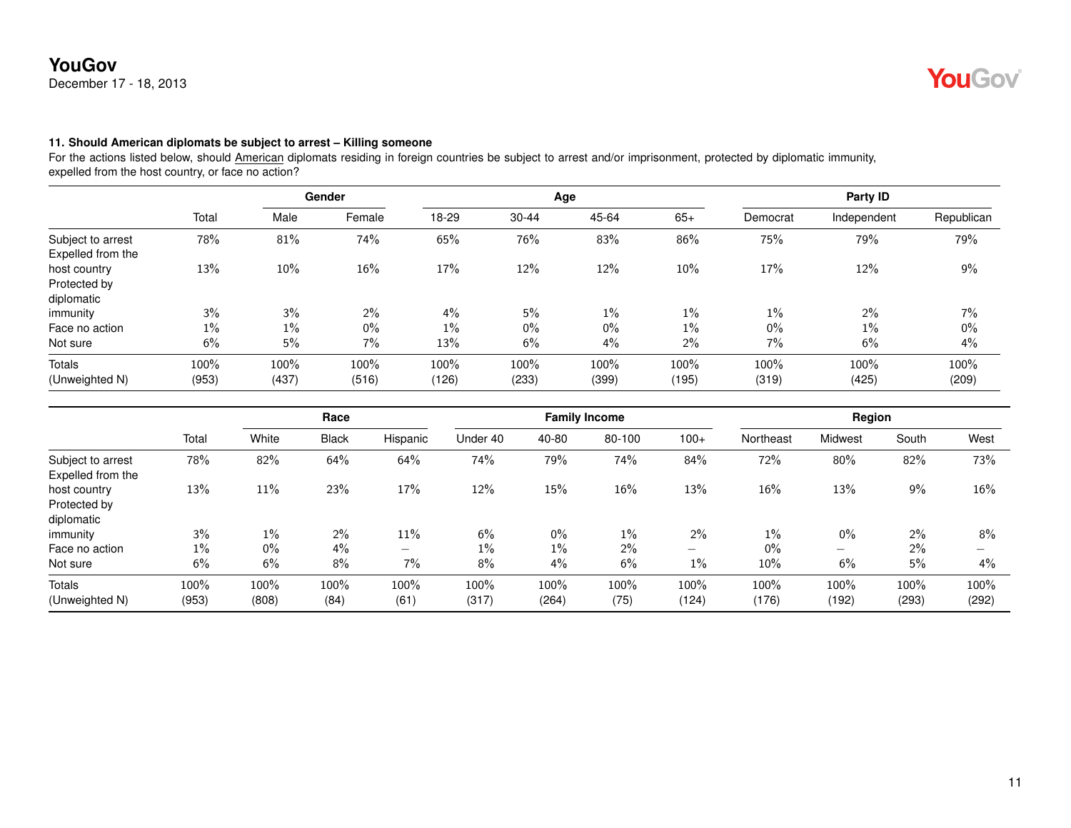### 11. Should American diplomats be subject to arrest – Killing someone

For the actions listed below, should American diplomats residing in foreign countries be subject to arrest and/or imprisonment, protected by diplomatic immunity, expelled from the host country, or face no action?

| | | Gender | | Age | | | | Party ID | | |
|---|---|---|---|---|---|---|---|---|---|---|
| | Total | Male | Female | 18-29 | 30-44 | 45-64 | 65+ | Democrat | Independent | Republican |
| Subject to arrest | 78% | 81% | 74% | 65% | 76% | 83% | 86% | 75% | 79% | 79% |
| Expelled from the host country | 13% | 10% | 16% | 17% | 12% | 12% | 10% | 17% | 12% | 9% |
| Protected by diplomatic immunity | 3% | 3% | 2% | 4% | 5% | 1% | 1% | 1% | 2% | 7% |
| Face no action | 1% | 1% | 0% | 1% | 0% | 0% | 1% | 0% | 1% | 0% |
| Not sure | 6% | 5% | 7% | 13% | 6% | 4% | 2% | 7% | 6% | 4% |
| Totals | 100% | 100% | 100% | 100% | 100% | 100% | 100% | 100% | 100% | 100% |
| (Unweighted N) | (953) | (437) | (516) | (126) | (233) | (399) | (195) | (319) | (425) | (209) |

| | | Race | | | Family Income | | | | Region | | | |
|---|---|---|---|---|---|---|---|---|---|---|---|---|
| | Total | White | Black | Hispanic | Under 40 | 40-80 | 80-100 | 100+ | Northeast | Midwest | South | West |
| Subject to arrest | 78% | 82% | 64% | 64% | 74% | 79% | 74% | 84% | 72% | 80% | 82% | 73% |
| Expelled from the host country | 13% | 11% | 23% | 17% | 12% | 15% | 16% | 13% | 16% | 13% | 9% | 16% |
| Protected by diplomatic immunity | 3% | 1% | 2% | 11% | 6% | 0% | 1% | 2% | 1% | 0% | 2% | 8% |
| Face no action | 1% | 0% | 4% | – | 1% | 1% | 2% | – | 0% | – | 2% | – |
| Not sure | 6% | 6% | 8% | 7% | 8% | 4% | 6% | 1% | 10% | 6% | 5% | 4% |
| Totals | 100% | 100% | 100% | 100% | 100% | 100% | 100% | 100% | 100% | 100% | 100% | 100% |
| (Unweighted N) | (953) | (808) | (84) | (61) | (317) | (264) | (75) | (124) | (176) | (192) | (293) | (292) |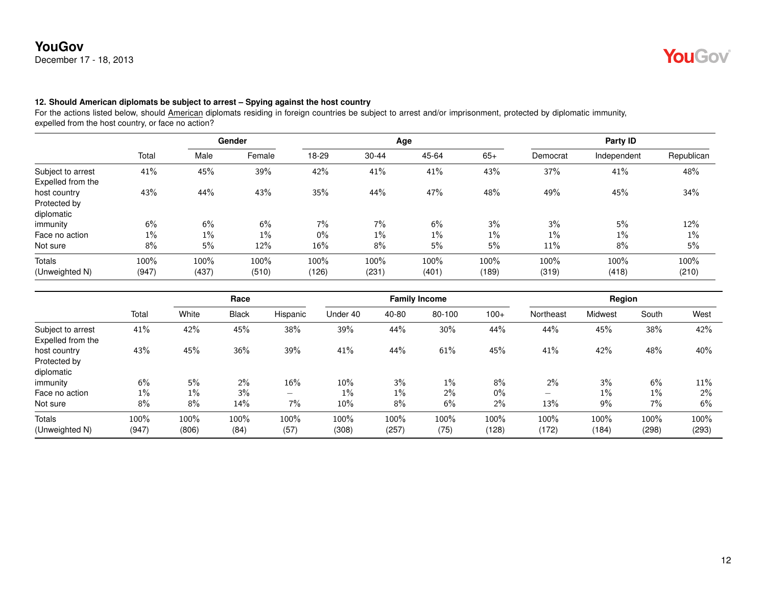### 12. Should American diplomats be subject to arrest – Spying against the host country

For the actions listed below, should American diplomats residing in foreign countries be subject to arrest and/or imprisonment, protected by diplomatic immunity, expelled from the host country, or face no action?

| | | Gender | | Age | | | | Party ID | | |
|---|---|---|---|---|---|---|---|---|---|---|
| | Total | Male | Female | 18-29 | 30-44 | 45-64 | 65+ | Democrat | Independent | Republican |
| Subject to arrest | 41% | 45% | 39% | 42% | 41% | 41% | 43% | 37% | 41% | 48% |
| Expelled from the host country | 43% | 44% | 43% | 35% | 44% | 47% | 48% | 49% | 45% | 34% |
| Protected by diplomatic immunity | 6% | 6% | 6% | 7% | 7% | 6% | 3% | 3% | 5% | 12% |
| Face no action | 1% | 1% | 1% | 0% | 1% | 1% | 1% | 1% | 1% | 1% |
| Not sure | 8% | 5% | 12% | 16% | 8% | 5% | 5% | 11% | 8% | 5% |
| Totals | 100% | 100% | 100% | 100% | 100% | 100% | 100% | 100% | 100% | 100% |
| (Unweighted N) | (947) | (437) | (510) | (126) | (231) | (401) | (189) | (319) | (418) | (210) |

| | | Race | | | Family Income | | | | Region | | | |
|---|---|---|---|---|---|---|---|---|---|---|---|---|
| | Total | White | Black | Hispanic | Under 40 | 40-80 | 80-100 | 100+ | Northeast | Midwest | South | West |
| Subject to arrest | 41% | 42% | 45% | 38% | 39% | 44% | 30% | 44% | 44% | 45% | 38% | 42% |
| Expelled from the host country | 43% | 45% | 36% | 39% | 41% | 44% | 61% | 45% | 41% | 42% | 48% | 40% |
| Protected by diplomatic immunity | 6% | 5% | 2% | 16% | 10% | 3% | 1% | 8% | 2% | 3% | 6% | 11% |
| Face no action | 1% | 1% | 3% | – | 1% | 1% | 2% | 0% | – | 1% | 1% | 2% |
| Not sure | 8% | 8% | 14% | 7% | 10% | 8% | 6% | 2% | 13% | 9% | 7% | 6% |
| Totals | 100% | 100% | 100% | 100% | 100% | 100% | 100% | 100% | 100% | 100% | 100% | 100% |
| (Unweighted N) | (947) | (806) | (84) | (57) | (308) | (257) | (75) | (128) | (172) | (184) | (298) | (293) |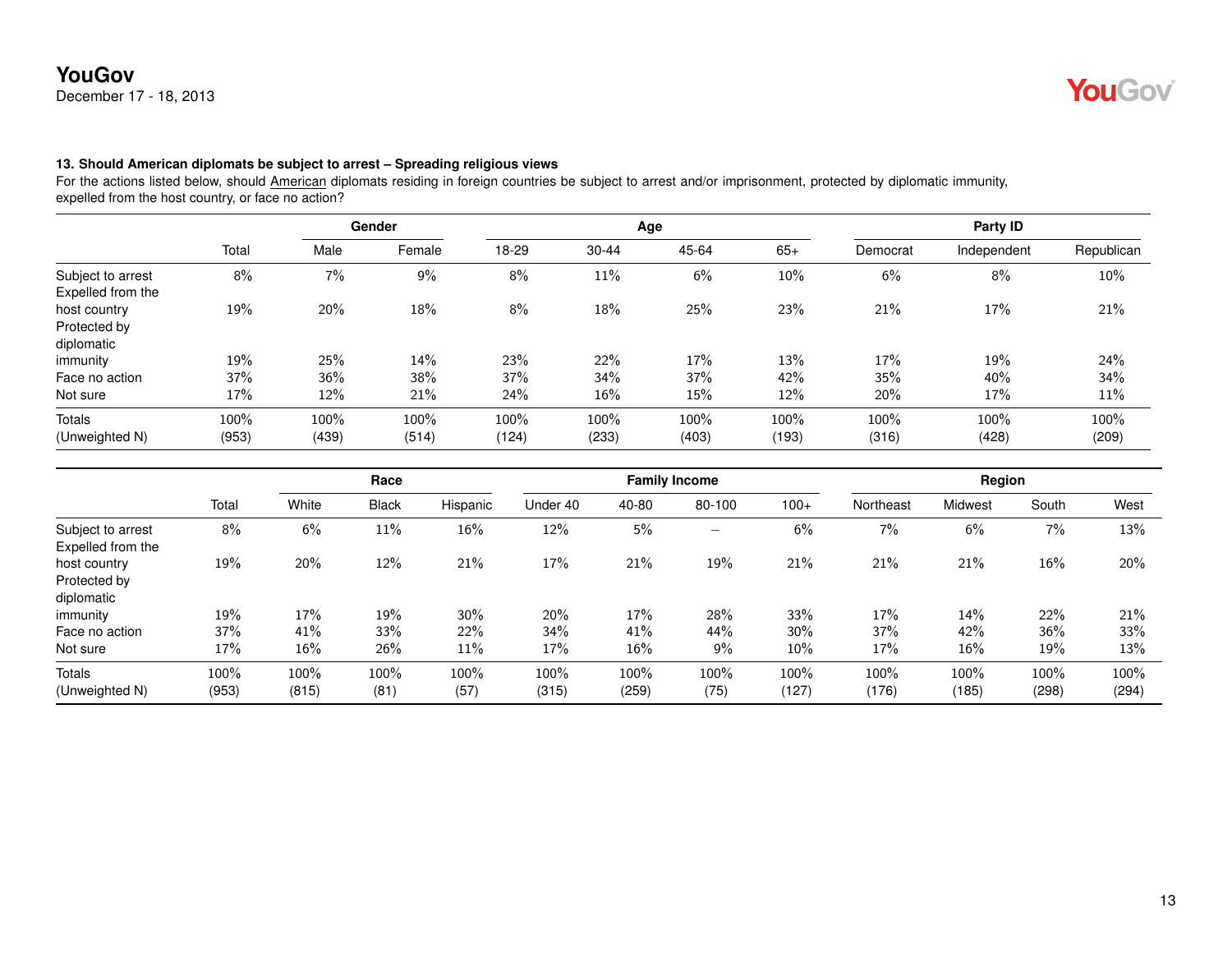**13. Should American diplomats be subject to arrest – Spreading religious views**

For the actions listed below, should American diplomats residing in foreign countries be subject to arrest and/or imprisonment, protected by diplomatic immunity, expelled from the host country, or face no action?

| | | Gender | | Age | | | | Party ID | | |
|---|---|---|---|---|---|---|---|---|---|---|
| | Total | Male | Female | 18-29 | 30-44 | 45-64 | 65+ | Democrat | Independent | Republican |
| Subject to arrest | 8% | 7% | 9% | 8% | 11% | 6% | 10% | 6% | 8% | 10% |
| Expelled from the host country | 19% | 20% | 18% | 8% | 18% | 25% | 23% | 21% | 17% | 21% |
| Protected by diplomatic immunity | 19% | 25% | 14% | 23% | 22% | 17% | 13% | 17% | 19% | 24% |
| Face no action | 37% | 36% | 38% | 37% | 34% | 37% | 42% | 35% | 40% | 34% |
| Not sure | 17% | 12% | 21% | 24% | 16% | 15% | 12% | 20% | 17% | 11% |
| Totals | 100% | 100% | 100% | 100% | 100% | 100% | 100% | 100% | 100% | 100% |
| (Unweighted N) | (953) | (439) | (514) | (124) | (233) | (403) | (193) | (316) | (428) | (209) |

| | | Race | | | Family Income | | | | Region | | | |
|---|---|---|---|---|---|---|---|---|---|---|---|---|
| | Total | White | Black | Hispanic | Under 40 | 40-80 | 80-100 | 100+ | Northeast | Midwest | South | West |
| Subject to arrest | 8% | 6% | 11% | 16% | 12% | 5% | – | 6% | 7% | 6% | 7% | 13% |
| Expelled from the host country | 19% | 20% | 12% | 21% | 17% | 21% | 19% | 21% | 21% | 21% | 16% | 20% |
| Protected by diplomatic immunity | 19% | 17% | 19% | 30% | 20% | 17% | 28% | 33% | 17% | 14% | 22% | 21% |
| Face no action | 37% | 41% | 33% | 22% | 34% | 41% | 44% | 30% | 37% | 42% | 36% | 33% |
| Not sure | 17% | 16% | 26% | 11% | 17% | 16% | 9% | 10% | 17% | 16% | 19% | 13% |
| Totals | 100% | 100% | 100% | 100% | 100% | 100% | 100% | 100% | 100% | 100% | 100% | 100% |
| (Unweighted N) | (953) | (815) | (81) | (57) | (315) | (259) | (75) | (127) | (176) | (185) | (298) | (294) |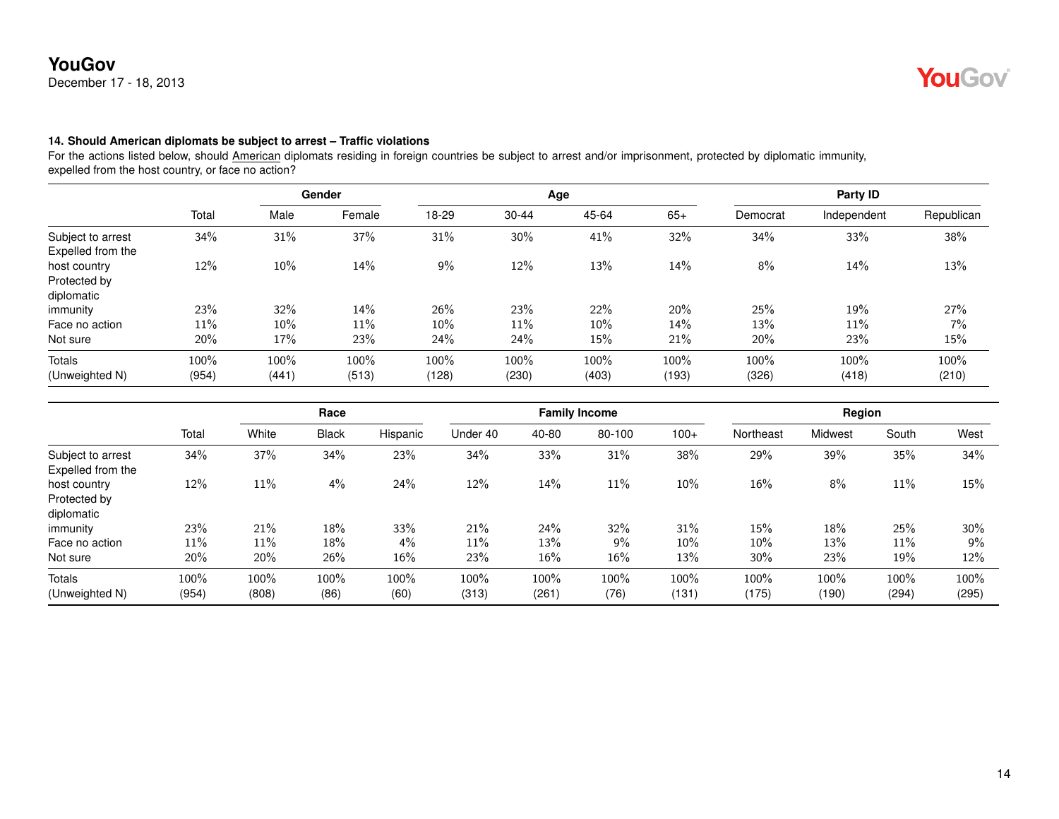**14. Should American diplomats be subject to arrest – Traffic violations**

For the actions listed below, should American diplomats residing in foreign countries be subject to arrest and/or imprisonment, protected by diplomatic immunity, expelled from the host country, or face no action?

| | | Gender | | Age | | | | Party ID | | |
|---|---|---|---|---|---|---|---|---|---|---|
| | Total | Male | Female | 18-29 | 30-44 | 45-64 | 65+ | Democrat | Independent | Republican |
| Subject to arrest | 34% | 31% | 37% | 31% | 30% | 41% | 32% | 34% | 33% | 38% |
| Expelled from the host country | 12% | 10% | 14% | 9% | 12% | 13% | 14% | 8% | 14% | 13% |
| Protected by diplomatic immunity | 23% | 32% | 14% | 26% | 23% | 22% | 20% | 25% | 19% | 27% |
| Face no action | 11% | 10% | 11% | 10% | 11% | 10% | 14% | 13% | 11% | 7% |
| Not sure | 20% | 17% | 23% | 24% | 24% | 15% | 21% | 20% | 23% | 15% |
| Totals | 100% | 100% | 100% | 100% | 100% | 100% | 100% | 100% | 100% | 100% |
| (Unweighted N) | (954) | (441) | (513) | (128) | (230) | (403) | (193) | (326) | (418) | (210) |

| | | Race | | | Family Income | | | | Region | | | |
|---|---|---|---|---|---|---|---|---|---|---|---|---|
| | Total | White | Black | Hispanic | Under 40 | 40-80 | 80-100 | 100+ | Northeast | Midwest | South | West |
| Subject to arrest | 34% | 37% | 34% | 23% | 34% | 33% | 31% | 38% | 29% | 39% | 35% | 34% |
| Expelled from the host country | 12% | 11% | 4% | 24% | 12% | 14% | 11% | 10% | 16% | 8% | 11% | 15% |
| Protected by diplomatic immunity | 23% | 21% | 18% | 33% | 21% | 24% | 32% | 31% | 15% | 18% | 25% | 30% |
| Face no action | 11% | 11% | 18% | 4% | 11% | 13% | 9% | 10% | 10% | 13% | 11% | 9% |
| Not sure | 20% | 20% | 26% | 16% | 23% | 16% | 16% | 13% | 30% | 23% | 19% | 12% |
| Totals | 100% | 100% | 100% | 100% | 100% | 100% | 100% | 100% | 100% | 100% | 100% | 100% |
| (Unweighted N) | (954) | (808) | (86) | (60) | (313) | (261) | (76) | (131) | (175) | (190) | (294) | (295) |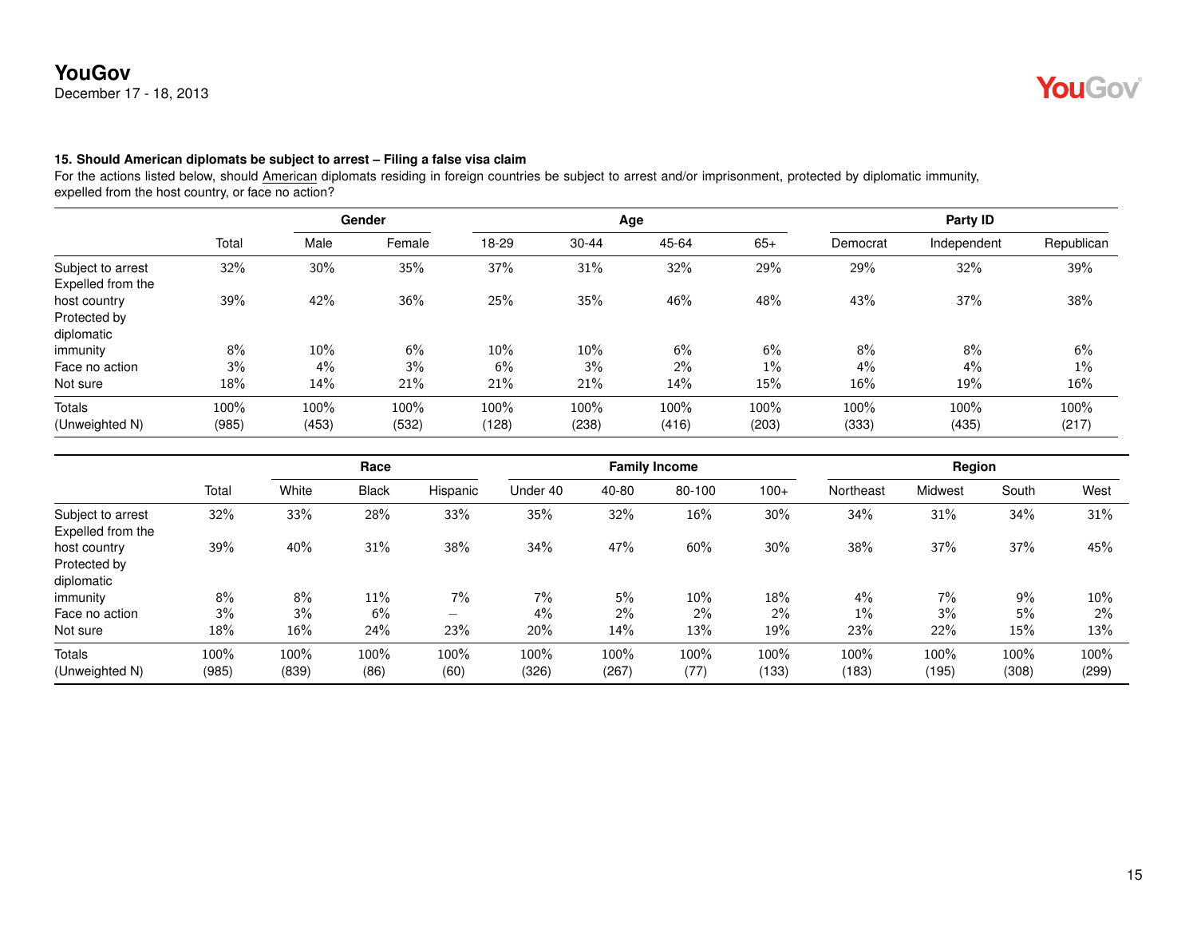**YouGov**
December 17 - 18, 2013

**15. Should American diplomats be subject to arrest – Filing a false visa claim**
For the actions listed below, should American diplomats residing in foreign countries be subject to arrest and/or imprisonment, protected by diplomatic immunity, expelled from the host country, or face no action?

| | | Gender | | Age | | | | Party ID | | |
|---|---|---|---|---|---|---|---|---|---|---|
| | Total | Male | Female | 18-29 | 30-44 | 45-64 | 65+ | Democrat | Independent | Republican |
| Subject to arrest | 32% | 30% | 35% | 37% | 31% | 32% | 29% | 29% | 32% | 39% |
| Expelled from the host country | 39% | 42% | 36% | 25% | 35% | 46% | 48% | 43% | 37% | 38% |
| Protected by diplomatic immunity | 8% | 10% | 6% | 10% | 10% | 6% | 6% | 8% | 8% | 6% |
| Face no action | 3% | 4% | 3% | 6% | 3% | 2% | 1% | 4% | 4% | 1% |
| Not sure | 18% | 14% | 21% | 21% | 21% | 14% | 15% | 16% | 19% | 16% |
| Totals | 100% | 100% | 100% | 100% | 100% | 100% | 100% | 100% | 100% | 100% |
| (Unweighted N) | (985) | (453) | (532) | (128) | (238) | (416) | (203) | (333) | (435) | (217) |

| | | Race | | | Family Income | | | | Region | | | |
|---|---|---|---|---|---|---|---|---|---|---|---|---|
| | Total | White | Black | Hispanic | Under 40 | 40-80 | 80-100 | 100+ | Northeast | Midwest | South | West |
| Subject to arrest | 32% | 33% | 28% | 33% | 35% | 32% | 16% | 30% | 34% | 31% | 34% | 31% |
| Expelled from the host country | 39% | 40% | 31% | 38% | 34% | 47% | 60% | 30% | 38% | 37% | 37% | 45% |
| Protected by diplomatic immunity | 8% | 8% | 11% | 7% | 7% | 5% | 10% | 18% | 4% | 7% | 9% | 10% |
| Face no action | 3% | 3% | 6% | – | 4% | 2% | 2% | 2% | 1% | 3% | 5% | 2% |
| Not sure | 18% | 16% | 24% | 23% | 20% | 14% | 13% | 19% | 23% | 22% | 15% | 13% |
| Totals | 100% | 100% | 100% | 100% | 100% | 100% | 100% | 100% | 100% | 100% | 100% | 100% |
| (Unweighted N) | (985) | (839) | (86) | (60) | (326) | (267) | (77) | (133) | (183) | (195) | (308) | (299) |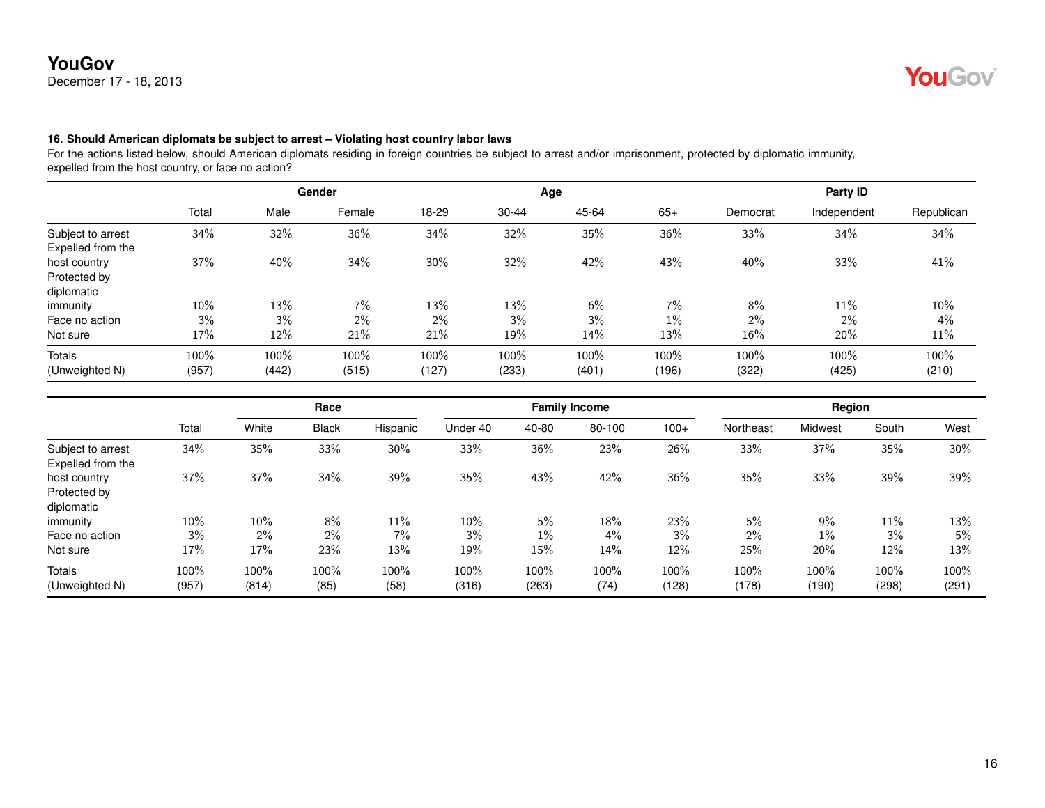**YouGov**
December 17 - 18, 2013

### 16. Should American diplomats be subject to arrest – Violating host country labor laws

For the actions listed below, should American diplomats residing in foreign countries be subject to arrest and/or imprisonment, protected by diplomatic immunity, expelled from the host country, or face no action?

| | | Gender | | Age | | | | Party ID | | |
|---|---|---|---|---|---|---|---|---|---|---|
| | Total | Male | Female | 18-29 | 30-44 | 45-64 | 65+ | Democrat | Independent | Republican |
| Subject to arrest | 34% | 32% | 36% | 34% | 32% | 35% | 36% | 33% | 34% | 34% |
| Expelled from the host country | 37% | 40% | 34% | 30% | 32% | 42% | 43% | 40% | 33% | 41% |
| Protected by diplomatic immunity | 10% | 13% | 7% | 13% | 13% | 6% | 7% | 8% | 11% | 10% |
| Face no action | 3% | 3% | 2% | 2% | 3% | 3% | 1% | 2% | 2% | 4% |
| Not sure | 17% | 12% | 21% | 21% | 19% | 14% | 13% | 16% | 20% | 11% |
| Totals | 100% | 100% | 100% | 100% | 100% | 100% | 100% | 100% | 100% | 100% |
| (Unweighted N) | (957) | (442) | (515) | (127) | (233) | (401) | (196) | (322) | (425) | (210) |

| | | Race | | | Family Income | | | | Region | | | |
|---|---|---|---|---|---|---|---|---|---|---|---|---|
| | Total | White | Black | Hispanic | Under 40 | 40-80 | 80-100 | 100+ | Northeast | Midwest | South | West |
| Subject to arrest | 34% | 35% | 33% | 30% | 33% | 36% | 23% | 26% | 33% | 37% | 35% | 30% |
| Expelled from the host country | 37% | 37% | 34% | 39% | 35% | 43% | 42% | 36% | 35% | 33% | 39% | 39% |
| Protected by diplomatic immunity | 10% | 10% | 8% | 11% | 10% | 5% | 18% | 23% | 5% | 9% | 11% | 13% |
| Face no action | 3% | 2% | 2% | 7% | 3% | 1% | 4% | 3% | 2% | 1% | 3% | 5% |
| Not sure | 17% | 17% | 23% | 13% | 19% | 15% | 14% | 12% | 25% | 20% | 12% | 13% |
| Totals | 100% | 100% | 100% | 100% | 100% | 100% | 100% | 100% | 100% | 100% | 100% | 100% |
| (Unweighted N) | (957) | (814) | (85) | (58) | (316) | (263) | (74) | (128) | (178) | (190) | (298) | (291) |